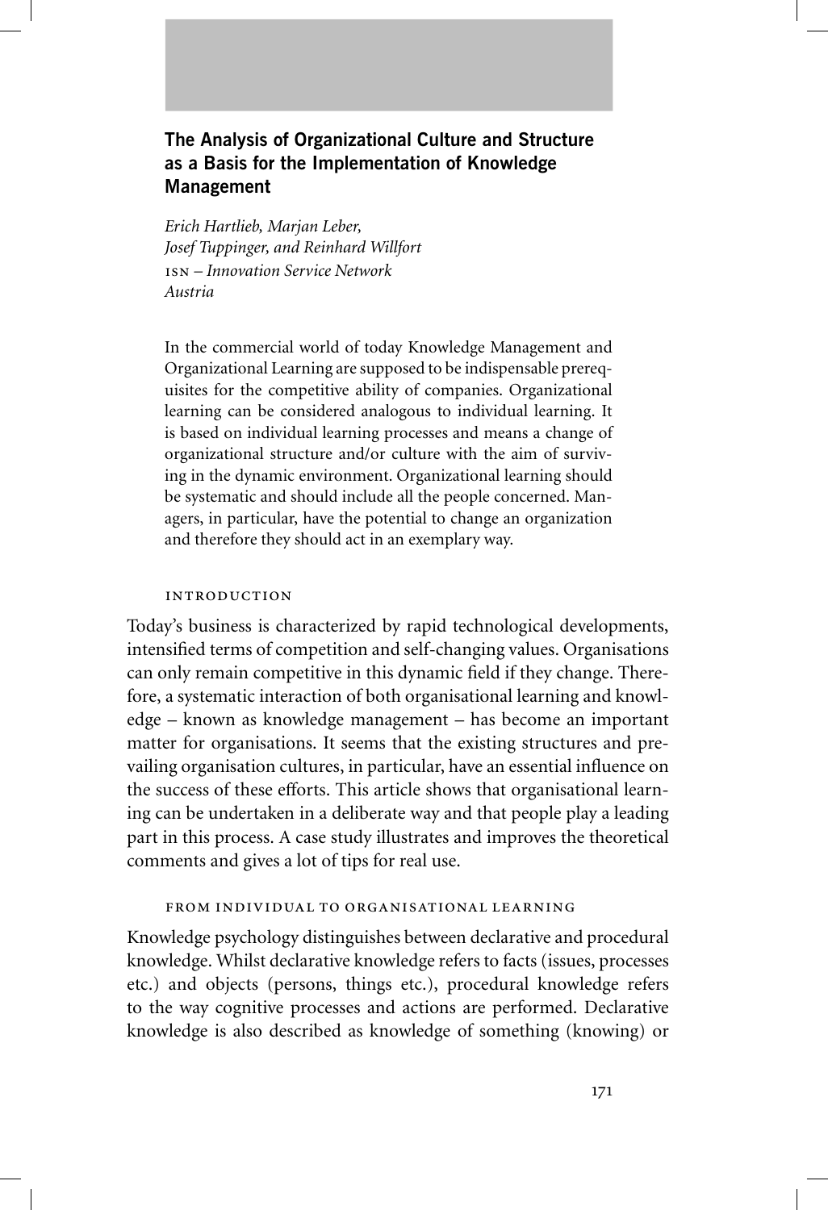# The Analysis of Organizational Culture and Structure as a Basis for the Implementation of Knowledge Management

*Erich Hartlieb, Marjan Leber,*
*Josef Tuppinger, and Reinhard Willfort*
*ISN – Innovation Service Network*
*Austria*

In the commercial world of today Knowledge Management and Organizational Learning are supposed to be indispensable prerequisites for the competitive ability of companies. Organizational learning can be considered analogous to individual learning. It is based on individual learning processes and means a change of organizational structure and/or culture with the aim of surviving in the dynamic environment. Organizational learning should be systematic and should include all the people concerned. Managers, in particular, have the potential to change an organization and therefore they should act in an exemplary way.

## Introduction

Today's business is characterized by rapid technological developments, intensified terms of competition and self-changing values. Organisations can only remain competitive in this dynamic field if they change. Therefore, a systematic interaction of both organisational learning and knowledge – known as knowledge management – has become an important matter for organisations. It seems that the existing structures and prevailing organisation cultures, in particular, have an essential influence on the success of these efforts. This article shows that organisational learning can be undertaken in a deliberate way and that people play a leading part in this process. A case study illustrates and improves the theoretical comments and gives a lot of tips for real use.

## From Individual to Organisational Learning

Knowledge psychology distinguishes between declarative and procedural knowledge. Whilst declarative knowledge refers to facts (issues, processes etc.) and objects (persons, things etc.), procedural knowledge refers to the way cognitive processes and actions are performed. Declarative knowledge is also described as knowledge of something (knowing) or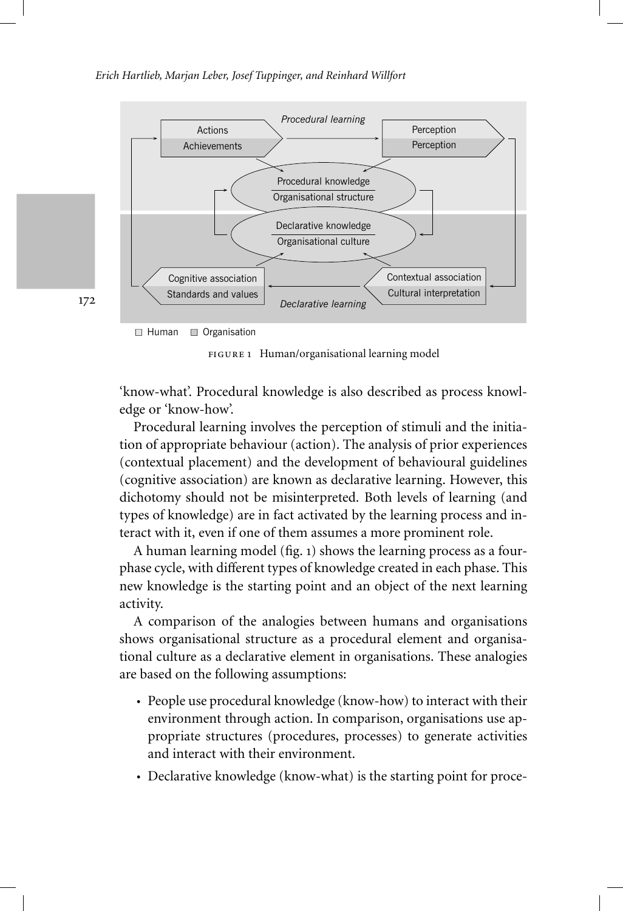FIGURE 1 Human/organisational learning model

'know-what'. Procedural knowledge is also described as process knowledge or 'know-how'.

Procedural learning involves the perception of stimuli and the initiation of appropriate behaviour (action). The analysis of prior experiences (contextual placement) and the development of behavioural guidelines (cognitive association) are known as declarative learning. However, this dichotomy should not be misinterpreted. Both levels of learning (and types of knowledge) are in fact activated by the learning process and interact with it, even if one of them assumes a more prominent role.

A human learning model (fig. 1) shows the learning process as a four-phase cycle, with different types of knowledge created in each phase. This new knowledge is the starting point and an object of the next learning activity.

A comparison of the analogies between humans and organisations shows organisational structure as a procedural element and organisational culture as a declarative element in organisations. These analogies are based on the following assumptions:

- People use procedural knowledge (know-how) to interact with their environment through action. In comparison, organisations use appropriate structures (procedures, processes) to generate activities and interact with their environment.
- Declarative knowledge (know-what) is the starting point for proce-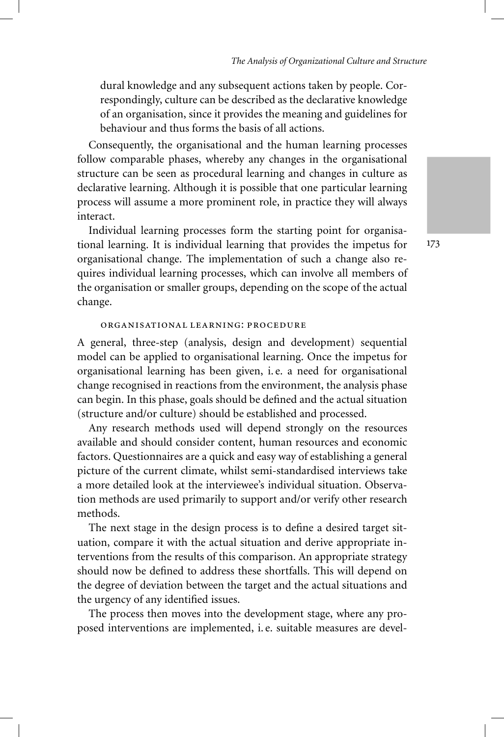dural knowledge and any subsequent actions taken by people. Correspondingly, culture can be described as the declarative knowledge of an organisation, since it provides the meaning and guidelines for behaviour and thus forms the basis of all actions.

Consequently, the organisational and the human learning processes follow comparable phases, whereby any changes in the organisational structure can be seen as procedural learning and changes in culture as declarative learning. Although it is possible that one particular learning process will assume a more prominent role, in practice they will always interact.

Individual learning processes form the starting point for organisational learning. It is individual learning that provides the impetus for organisational change. The implementation of such a change also requires individual learning processes, which can involve all members of the organisation or smaller groups, depending on the scope of the actual change.

### ORGANISATIONAL LEARNING: PROCEDURE

A general, three-step (analysis, design and development) sequential model can be applied to organisational learning. Once the impetus for organisational learning has been given, i. e. a need for organisational change recognised in reactions from the environment, the analysis phase can begin. In this phase, goals should be defined and the actual situation (structure and/or culture) should be established and processed.

Any research methods used will depend strongly on the resources available and should consider content, human resources and economic factors. Questionnaires are a quick and easy way of establishing a general picture of the current climate, whilst semi-standardised interviews take a more detailed look at the interviewee's individual situation. Observation methods are used primarily to support and/or verify other research methods.

The next stage in the design process is to define a desired target situation, compare it with the actual situation and derive appropriate interventions from the results of this comparison. An appropriate strategy should now be defined to address these shortfalls. This will depend on the degree of deviation between the target and the actual situations and the urgency of any identified issues.

The process then moves into the development stage, where any proposed interventions are implemented, i. e. suitable measures are devel-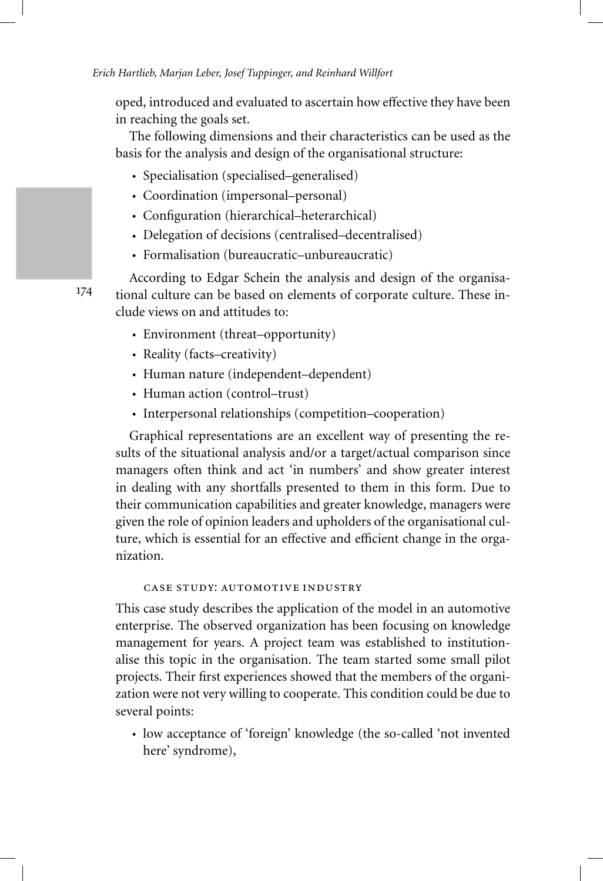oped, introduced and evaluated to ascertain how effective they have been in reaching the goals set.

The following dimensions and their characteristics can be used as the basis for the analysis and design of the organisational structure:

- Specialisation (specialised–generalised)
- Coordination (impersonal–personal)
- Configuration (hierarchical–heterarchical)
- Delegation of decisions (centralised–decentralised)
- Formalisation (bureaucratic–unbureaucratic)

According to Edgar Schein the analysis and design of the organisational culture can be based on elements of corporate culture. These include views on and attitudes to:

- Environment (threat–opportunity)
- Reality (facts–creativity)
- Human nature (independent–dependent)
- Human action (control–trust)
- Interpersonal relationships (competition–cooperation)

Graphical representations are an excellent way of presenting the results of the situational analysis and/or a target/actual comparison since managers often think and act 'in numbers' and show greater interest in dealing with any shortfalls presented to them in this form. Due to their communication capabilities and greater knowledge, managers were given the role of opinion leaders and upholders of the organisational culture, which is essential for an effective and efficient change in the organization.

### Case Study: Automotive Industry

This case study describes the application of the model in an automotive enterprise. The observed organization has been focusing on knowledge management for years. A project team was established to institutionalise this topic in the organisation. The team started some small pilot projects. Their first experiences showed that the members of the organization were not very willing to cooperate. This condition could be due to several points:

- low acceptance of 'foreign' knowledge (the so-called 'not invented here' syndrome),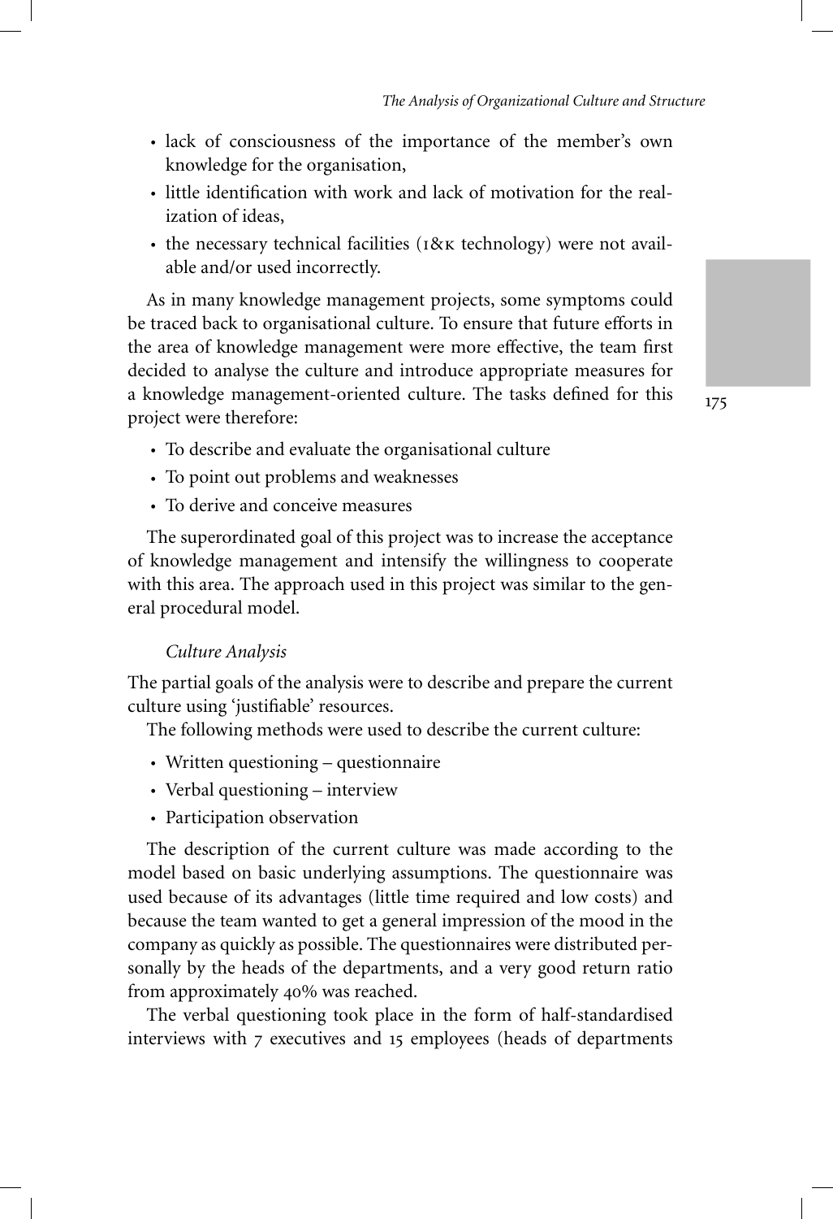- lack of consciousness of the importance of the member's own knowledge for the organisation,
- little identification with work and lack of motivation for the realization of ideas,
- the necessary technical facilities (I&K technology) were not available and/or used incorrectly.

As in many knowledge management projects, some symptoms could be traced back to organisational culture. To ensure that future efforts in the area of knowledge management were more effective, the team first decided to analyse the culture and introduce appropriate measures for a knowledge management-oriented culture. The tasks defined for this project were therefore:

- To describe and evaluate the organisational culture
- To point out problems and weaknesses
- To derive and conceive measures

The superordinated goal of this project was to increase the acceptance of knowledge management and intensify the willingness to cooperate with this area. The approach used in this project was similar to the general procedural model.

*Culture Analysis*

The partial goals of the analysis were to describe and prepare the current culture using 'justifiable' resources.

The following methods were used to describe the current culture:

- Written questioning – questionnaire
- Verbal questioning – interview
- Participation observation

The description of the current culture was made according to the model based on basic underlying assumptions. The questionnaire was used because of its advantages (little time required and low costs) and because the team wanted to get a general impression of the mood in the company as quickly as possible. The questionnaires were distributed personally by the heads of the departments, and a very good return ratio from approximately 40% was reached.

The verbal questioning took place in the form of half-standardised interviews with 7 executives and 15 employees (heads of departments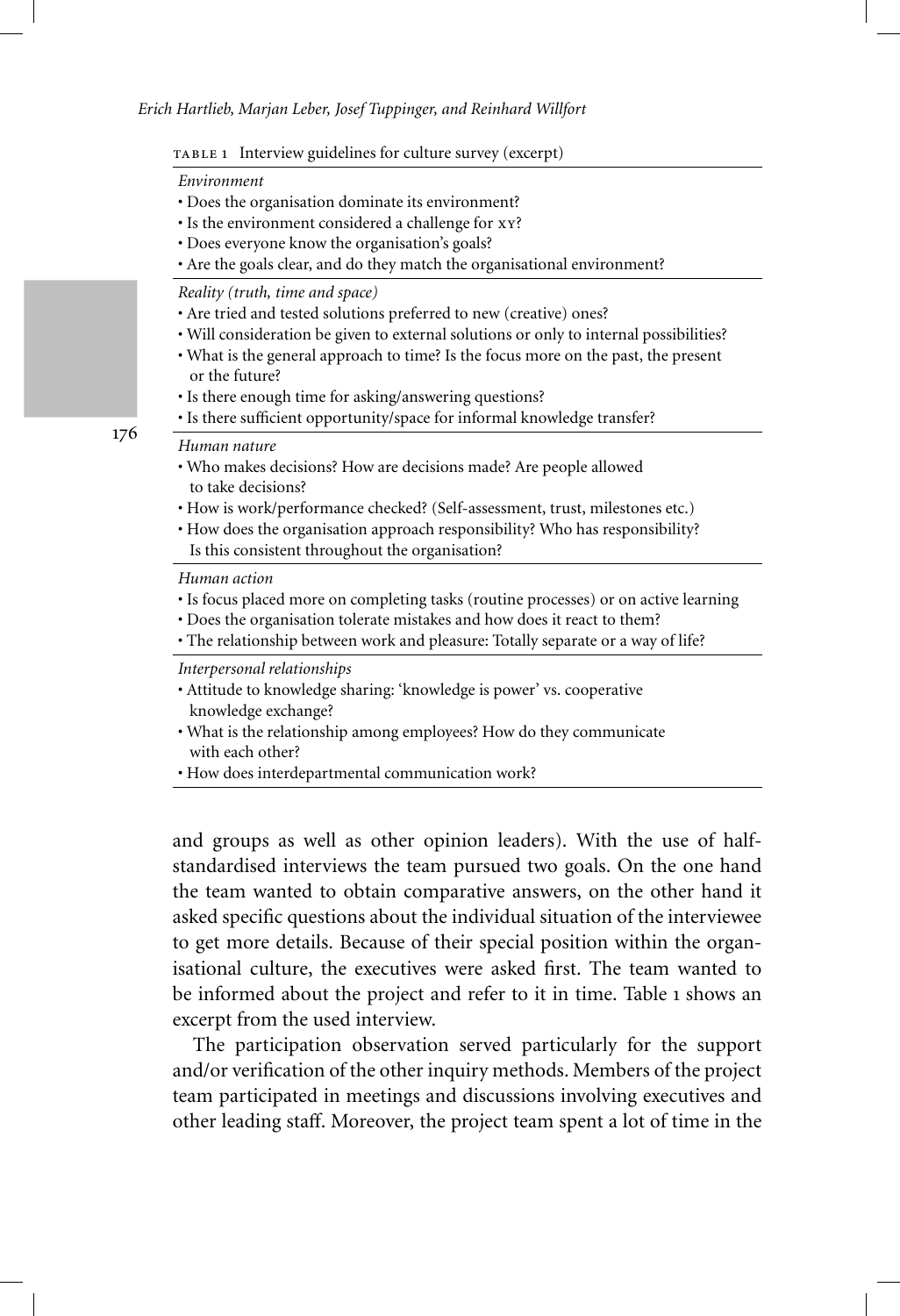TABLE 1 Interview guidelines for culture survey (excerpt)

| |
|---|
| *Environment* |
| • Does the organisation dominate its environment? |
| • Is the environment considered a challenge for XY? |
| • Does everyone know the organisation's goals? |
| • Are the goals clear, and do they match the organisational environment? |
| *Reality (truth, time and space)* |
| • Are tried and tested solutions preferred to new (creative) ones? |
| • Will consideration be given to external solutions or only to internal possibilities? |
| • What is the general approach to time? Is the focus more on the past, the present or the future? |
| • Is there enough time for asking/answering questions? |
| • Is there sufficient opportunity/space for informal knowledge transfer? |
| *Human nature* |
| • Who makes decisions? How are decisions made? Are people allowed to take decisions? |
| • How is work/performance checked? (Self-assessment, trust, milestones etc.) |
| • How does the organisation approach responsibility? Who has responsibility? Is this consistent throughout the organisation? |
| *Human action* |
| • Is focus placed more on completing tasks (routine processes) or on active learning |
| • Does the organisation tolerate mistakes and how does it react to them? |
| • The relationship between work and pleasure: Totally separate or a way of life? |
| *Interpersonal relationships* |
| • Attitude to knowledge sharing: 'knowledge is power' vs. cooperative knowledge exchange? |
| • What is the relationship among employees? How do they communicate with each other? |
| • How does interdepartmental communication work? |

and groups as well as other opinion leaders). With the use of half-standardised interviews the team pursued two goals. On the one hand the team wanted to obtain comparative answers, on the other hand it asked specific questions about the individual situation of the interviewee to get more details. Because of their special position within the organisational culture, the executives were asked first. The team wanted to be informed about the project and refer to it in time. Table 1 shows an excerpt from the used interview.

The participation observation served particularly for the support and/or verification of the other inquiry methods. Members of the project team participated in meetings and discussions involving executives and other leading staff. Moreover, the project team spent a lot of time in the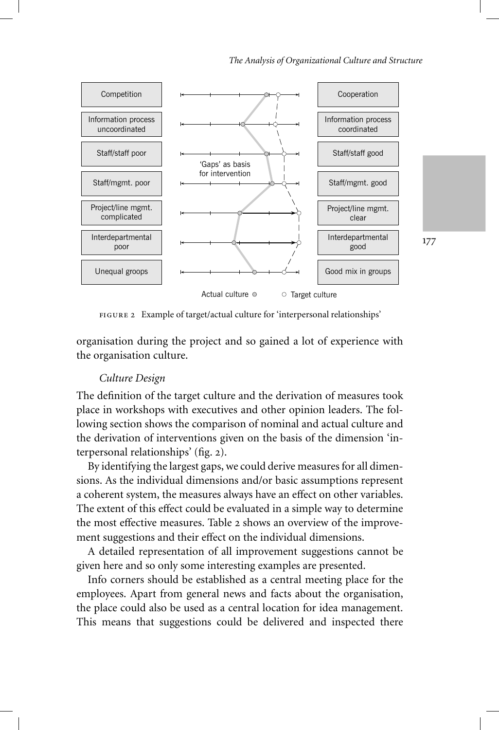Competition | Cooperation
Information process uncoordinated | Information process coordinated
Staff/staff poor | Staff/staff good
Staff/mgmt. poor | Staff/mgmt. good
Project/line mgmt. complicated | Project/line mgmt. clear
Interdepartmental poor | Interdepartmental good
Unequal groops | Good mix in groups

'Gaps' as basis for intervention

Actual culture ◦ Target culture

FIGURE 2 Example of target/actual culture for 'interpersonal relationships'

organisation during the project and so gained a lot of experience with the organisation culture.

*Culture Design*

The definition of the target culture and the derivation of measures took place in workshops with executives and other opinion leaders. The following section shows the comparison of nominal and actual culture and the derivation of interventions given on the basis of the dimension 'interpersonal relationships' (fig. 2).

By identifying the largest gaps, we could derive measures for all dimensions. As the individual dimensions and/or basic assumptions represent a coherent system, the measures always have an effect on other variables. The extent of this effect could be evaluated in a simple way to determine the most effective measures. Table 2 shows an overview of the improvement suggestions and their effect on the individual dimensions.

A detailed representation of all improvement suggestions cannot be given here and so only some interesting examples are presented.

Info corners should be established as a central meeting place for the employees. Apart from general news and facts about the organisation, the place could also be used as a central location for idea management. This means that suggestions could be delivered and inspected there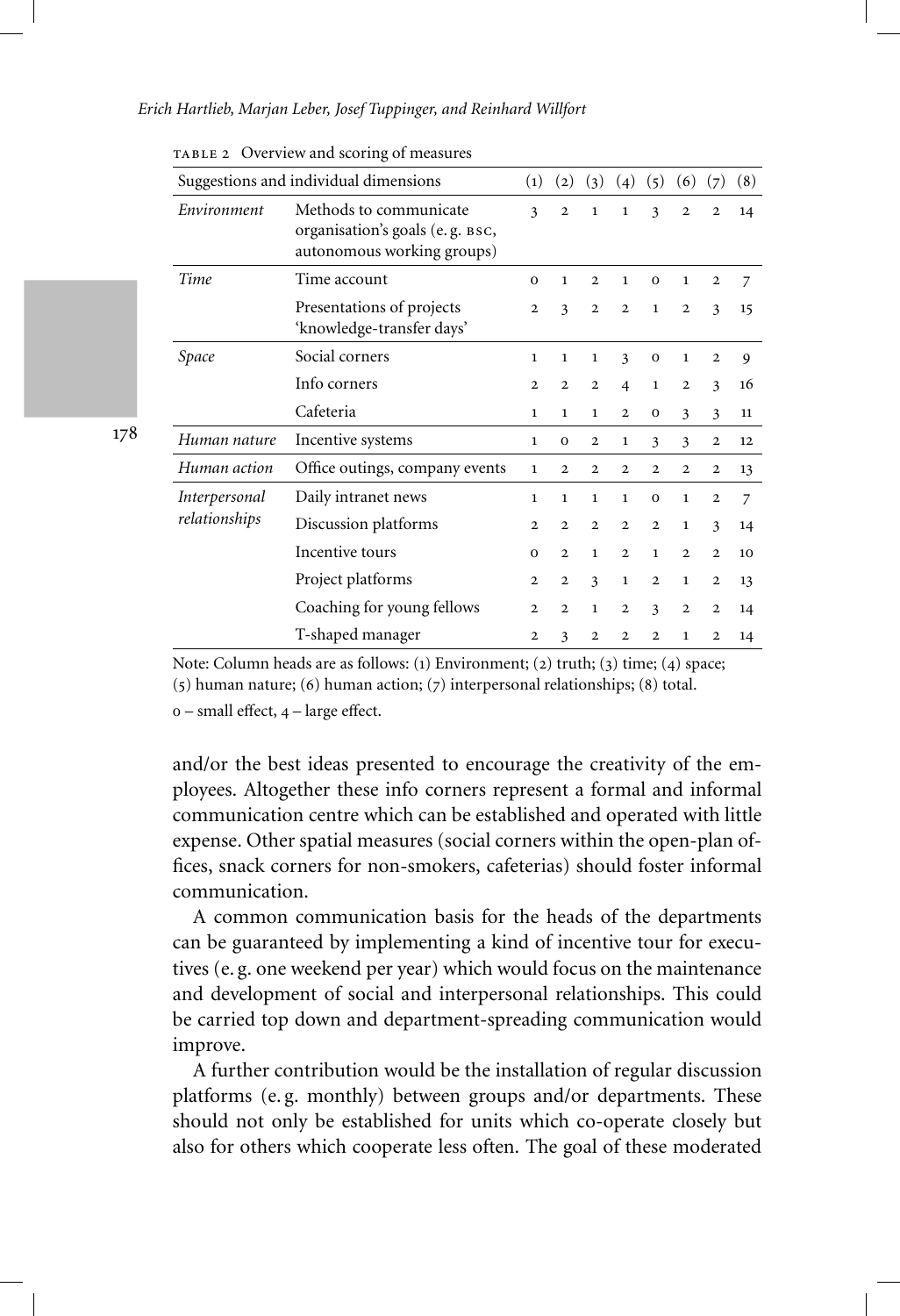TABLE 2 Overview and scoring of measures

| Suggestions and individual dimensions | | (1) | (2) | (3) | (4) | (5) | (6) | (7) | (8) |
|---|---|---|---|---|---|---|---|---|---|
| *Environment* | Methods to communicate organisation's goals (e.g. BSC, autonomous working groups) | 3 | 2 | 1 | 1 | 3 | 2 | 2 | 14 |
| *Time* | Time account | 0 | 1 | 2 | 1 | 0 | 1 | 2 | 7 |
| | Presentations of projects 'knowledge-transfer days' | 2 | 3 | 2 | 2 | 1 | 2 | 3 | 15 |
| *Space* | Social corners | 1 | 1 | 1 | 3 | 0 | 1 | 2 | 9 |
| | Info corners | 2 | 2 | 2 | 4 | 1 | 2 | 3 | 16 |
| | Cafeteria | 1 | 1 | 1 | 2 | 0 | 3 | 3 | 11 |
| *Human nature* | Incentive systems | 1 | 0 | 2 | 1 | 3 | 3 | 2 | 12 |
| *Human action* | Office outings, company events | 1 | 2 | 2 | 2 | 2 | 2 | 2 | 13 |
| *Interpersonal relationships* | Daily intranet news | 1 | 1 | 1 | 1 | 0 | 1 | 2 | 7 |
| | Discussion platforms | 2 | 2 | 2 | 2 | 2 | 1 | 3 | 14 |
| | Incentive tours | 0 | 2 | 1 | 2 | 1 | 2 | 2 | 10 |
| | Project platforms | 2 | 2 | 3 | 1 | 2 | 1 | 2 | 13 |
| | Coaching for young fellows | 2 | 2 | 1 | 2 | 3 | 2 | 2 | 14 |
| | T-shaped manager | 2 | 3 | 2 | 2 | 2 | 1 | 2 | 14 |

Note: Column heads are as follows: (1) Environment; (2) truth; (3) time; (4) space; (5) human nature; (6) human action; (7) interpersonal relationships; (8) total.
0 – small effect, 4 – large effect.

and/or the best ideas presented to encourage the creativity of the employees. Altogether these info corners represent a formal and informal communication centre which can be established and operated with little expense. Other spatial measures (social corners within the open-plan offices, snack corners for non-smokers, cafeterias) should foster informal communication.

A common communication basis for the heads of the departments can be guaranteed by implementing a kind of incentive tour for executives (e.g. one weekend per year) which would focus on the maintenance and development of social and interpersonal relationships. This could be carried top down and department-spreading communication would improve.

A further contribution would be the installation of regular discussion platforms (e.g. monthly) between groups and/or departments. These should not only be established for units which co-operate closely but also for others which cooperate less often. The goal of these moderated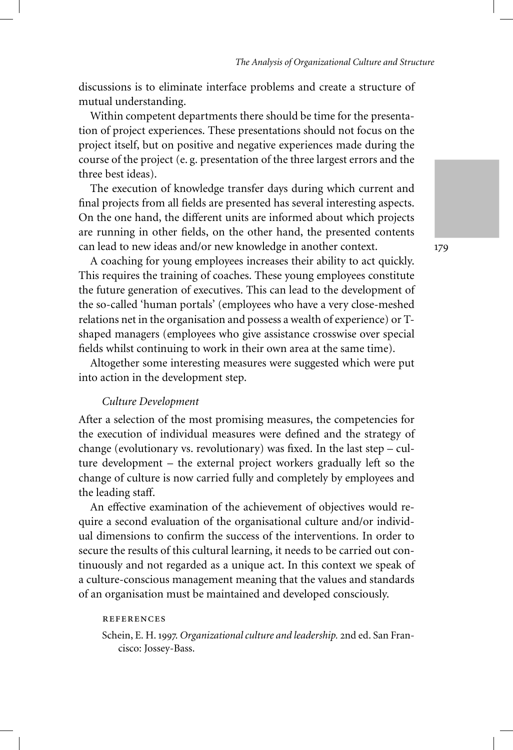discussions is to eliminate interface problems and create a structure of mutual understanding.

Within competent departments there should be time for the presentation of project experiences. These presentations should not focus on the project itself, but on positive and negative experiences made during the course of the project (e. g. presentation of the three largest errors and the three best ideas).

The execution of knowledge transfer days during which current and final projects from all fields are presented has several interesting aspects. On the one hand, the different units are informed about which projects are running in other fields, on the other hand, the presented contents can lead to new ideas and/or new knowledge in another context.

A coaching for young employees increases their ability to act quickly. This requires the training of coaches. These young employees constitute the future generation of executives. This can lead to the development of the so-called 'human portals' (employees who have a very close-meshed relations net in the organisation and possess a wealth of experience) or T-shaped managers (employees who give assistance crosswise over special fields whilst continuing to work in their own area at the same time).

Altogether some interesting measures were suggested which were put into action in the development step.

### *Culture Development*

After a selection of the most promising measures, the competencies for the execution of individual measures were defined and the strategy of change (evolutionary vs. revolutionary) was fixed. In the last step – culture development – the external project workers gradually left so the change of culture is now carried fully and completely by employees and the leading staff.

An effective examination of the achievement of objectives would require a second evaluation of the organisational culture and/or individual dimensions to confirm the success of the interventions. In order to secure the results of this cultural learning, it needs to be carried out continuously and not regarded as a unique act. In this context we speak of a culture-conscious management meaning that the values and standards of an organisation must be maintained and developed consciously.

## References

Schein, E. H. 1997. *Organizational culture and leadership.* 2nd ed. San Francisco: Jossey-Bass.